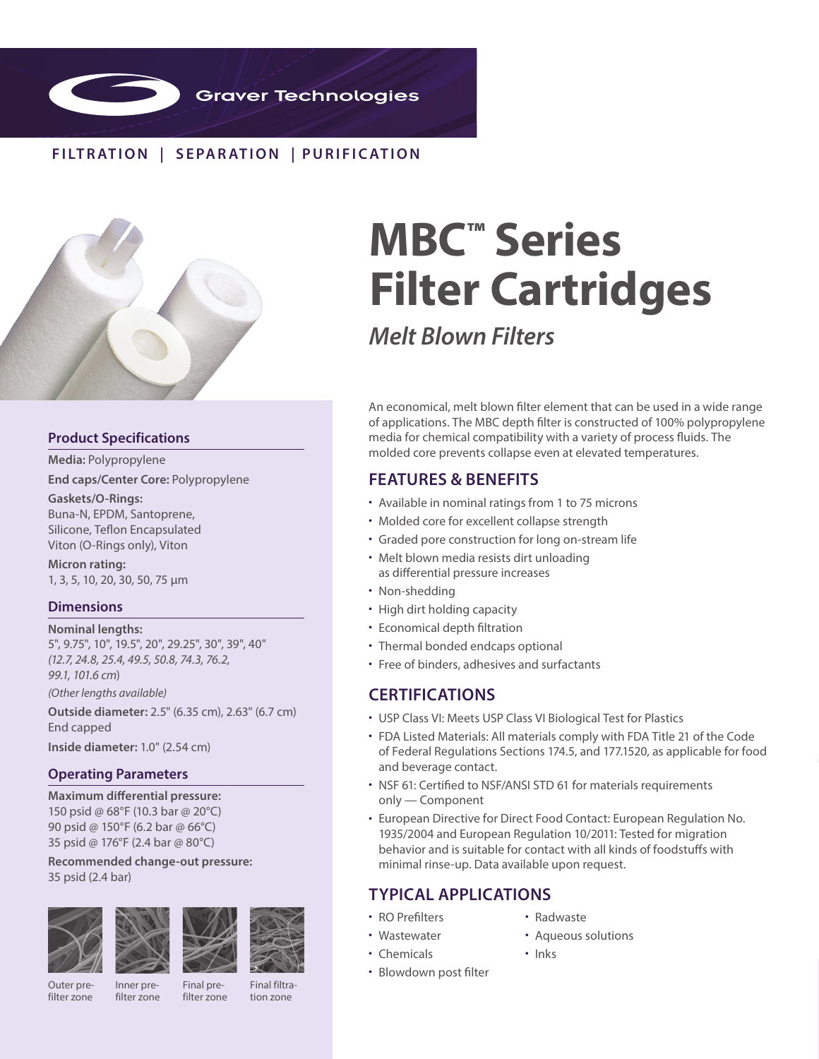Graver Technologies

FILTRATION | SEPARATION | PURIFICATION

# MBC™ Series Filter Cartridges

## *Melt Blown Filters*

An economical, melt blown filter element that can be used in a wide range of applications. The MBC depth filter is constructed of 100% polypropylene media for chemical compatibility with a variety of process fluids. The molded core prevents collapse even at elevated temperatures.

### FEATURES & BENEFITS

- Available in nominal ratings from 1 to 75 microns
- Molded core for excellent collapse strength
- Graded pore construction for long on-stream life
- Melt blown media resists dirt unloading as differential pressure increases
- Non-shedding
- High dirt holding capacity
- Economical depth filtration
- Thermal bonded endcaps optional
- Free of binders, adhesives and surfactants

### CERTIFICATIONS

- USP Class VI: Meets USP Class VI Biological Test for Plastics
- FDA Listed Materials: All materials comply with FDA Title 21 of the Code of Federal Regulations Sections 174.5, and 177.1520, as applicable for food and beverage contact.
- NSF 61: Certified to NSF/ANSI STD 61 for materials requirements only — Component
- European Directive for Direct Food Contact: European Regulation No. 1935/2004 and European Regulation 10/2011: Tested for migration behavior and is suitable for contact with all kinds of foodstuffs with minimal rinse-up. Data available upon request.

### TYPICAL APPLICATIONS

- RO Prefilters
- Wastewater
- Chemicals
- Blowdown post filter
- Radwaste
- Aqueous solutions
- Inks

### Product Specifications

**Media:** Polypropylene

**End caps/Center Core:** Polypropylene

**Gaskets/O-Rings:**
Buna-N, EPDM, Santoprene, Silicone, Teflon Encapsulated Viton (O-Rings only), Viton

**Micron rating:**
1, 3, 5, 10, 20, 30, 50, 75 µm

### Dimensions

**Nominal lengths:**
5", 9.75", 10", 19.5", 20", 29.25", 30", 39", 40"
*(12.7, 24.8, 25.4, 49.5, 50.8, 74.3, 76.2, 99.1, 101.6 cm)*
*(Other lengths available)*

**Outside diameter:** 2.5" (6.35 cm), 2.63" (6.7 cm) End capped

**Inside diameter:** 1.0" (2.54 cm)

### Operating Parameters

**Maximum differential pressure:**
150 psid @ 68°F (10.3 bar @ 20°C)
90 psid @ 150°F (6.2 bar @ 66°C)
35 psid @ 176°F (2.4 bar @ 80°C)

**Recommended change-out pressure:**
35 psid (2.4 bar)

Outer pre-filter zone | Inner pre-filter zone | Final pre-filter zone | Final filtration zone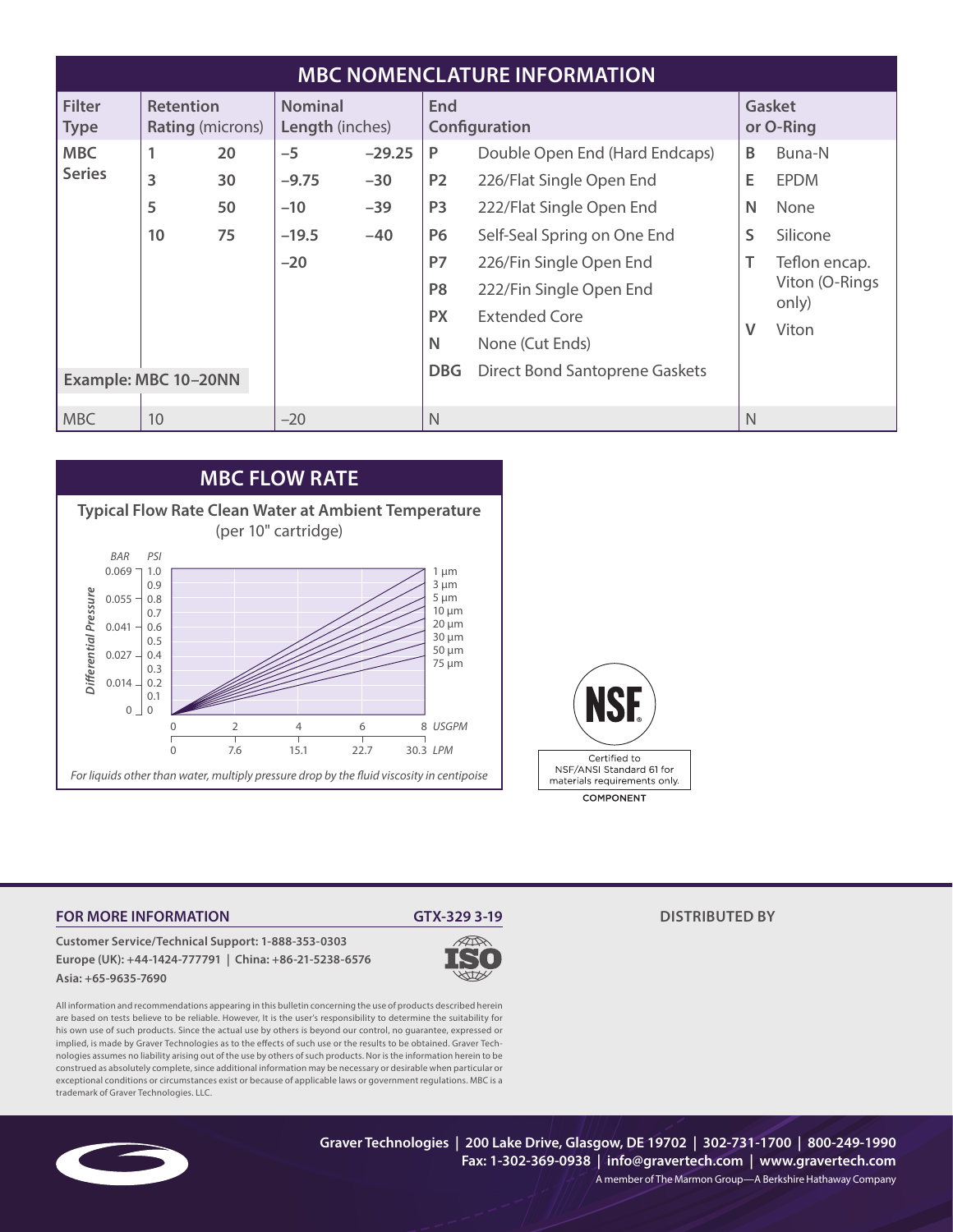## MBC NOMENCLATURE INFORMATION

| Filter Type | Retention Rating (microns) | | Nominal Length (inches) | | End Configuration | | Gasket or O-Ring | |
|---|---|---|---|---|---|---|---|---|
| MBC Series | 1 | 20 | –5 | –29.25 | P | Double Open End (Hard Endcaps) | B | Buna-N |
| | 3 | 30 | –9.75 | –30 | P2 | 226/Flat Single Open End | E | EPDM |
| | 5 | 50 | –10 | –39 | P3 | 222/Flat Single Open End | N | None |
| | 10 | 75 | –19.5 | –40 | P6 | Self-Seal Spring on One End | S | Silicone |
| | | | –20 | | P7 | 226/Fin Single Open End | T | Teflon encap. Viton (O-Rings only) |
| | | | | | P8 | 222/Fin Single Open End | | |
| | | | | | PX | Extended Core | V | Viton |
| | | | | | N | None (Cut Ends) | | |
| **Example: MBC 10–20NN** | | | | | DBG | Direct Bond Santoprene Gaskets | | |
| MBC | 10 | | –20 | | N | | N | |

## MBC FLOW RATE

**Typical Flow Rate Clean Water at Ambient Temperature**
(per 10" cartridge)

*Differential Pressure*

BAR: 0.069, 0.055, 0.041, 0.027, 0.014, 0

PSI: 1.0, 0.9, 0.8, 0.7, 0.6, 0.5, 0.4, 0.3, 0.2, 0.1, 0

1 µm, 3 µm, 5 µm, 10 µm, 20 µm, 30 µm, 50 µm, 75 µm

0, 2, 4, 6, 8 *USGPM*

0, 7.6, 15.1, 22.7, 30.3 *LPM*

*For liquids other than water, multiply pressure drop by the fluid viscosity in centipoise*

NSF

Certified to NSF/ANSI Standard 61 for materials requirements only.

COMPONENT

**FOR MORE INFORMATION** **GTX-329 3-19**

**Customer Service/Technical Support: 1-888-353-0303**
**Europe (UK): +44-1424-777791 | China: +86-21-5238-6576**
**Asia: +65-9635-7690**

**DISTRIBUTED BY**

All information and recommendations appearing in this bulletin concerning the use of products described herein are based on tests believe to be reliable. However, It is the user's responsibility to determine the suitability for his own use of such products. Since the actual use by others is beyond our control, no guarantee, expressed or implied, is made by Graver Technologies as to the effects of such use or the results to be obtained. Graver Technologies assumes no liability arising out of the use by others of such products. Nor is the information herein to be construed as absolutely complete, since additional information may be necessary or desirable when particular or exceptional conditions or circumstances exist or because of applicable laws or government regulations. MBC is a trademark of Graver Technologies. LLC.

**Graver Technologies | 200 Lake Drive, Glasgow, DE 19702 | 302-731-1700 | 800-249-1990**
**Fax: 1-302-369-0938 | info@gravertech.com | www.gravertech.com**
A member of The Marmon Group—A Berkshire Hathaway Company